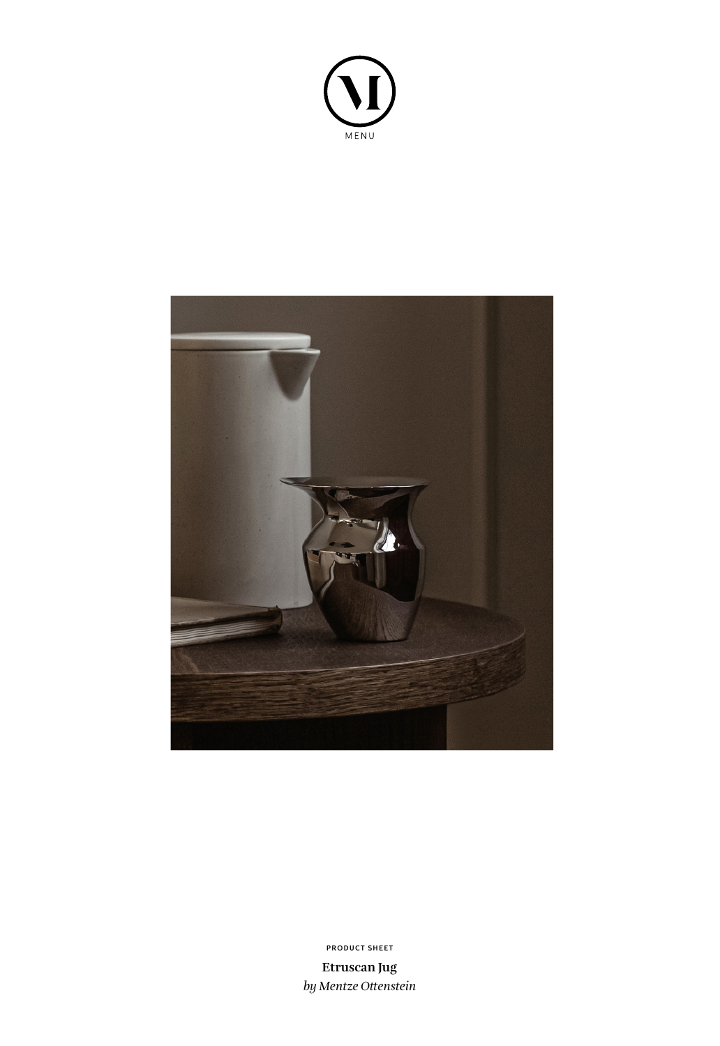MENU

PRODUCT SHEET

**Etruscan Jug**

*by Mentze Ottenstein*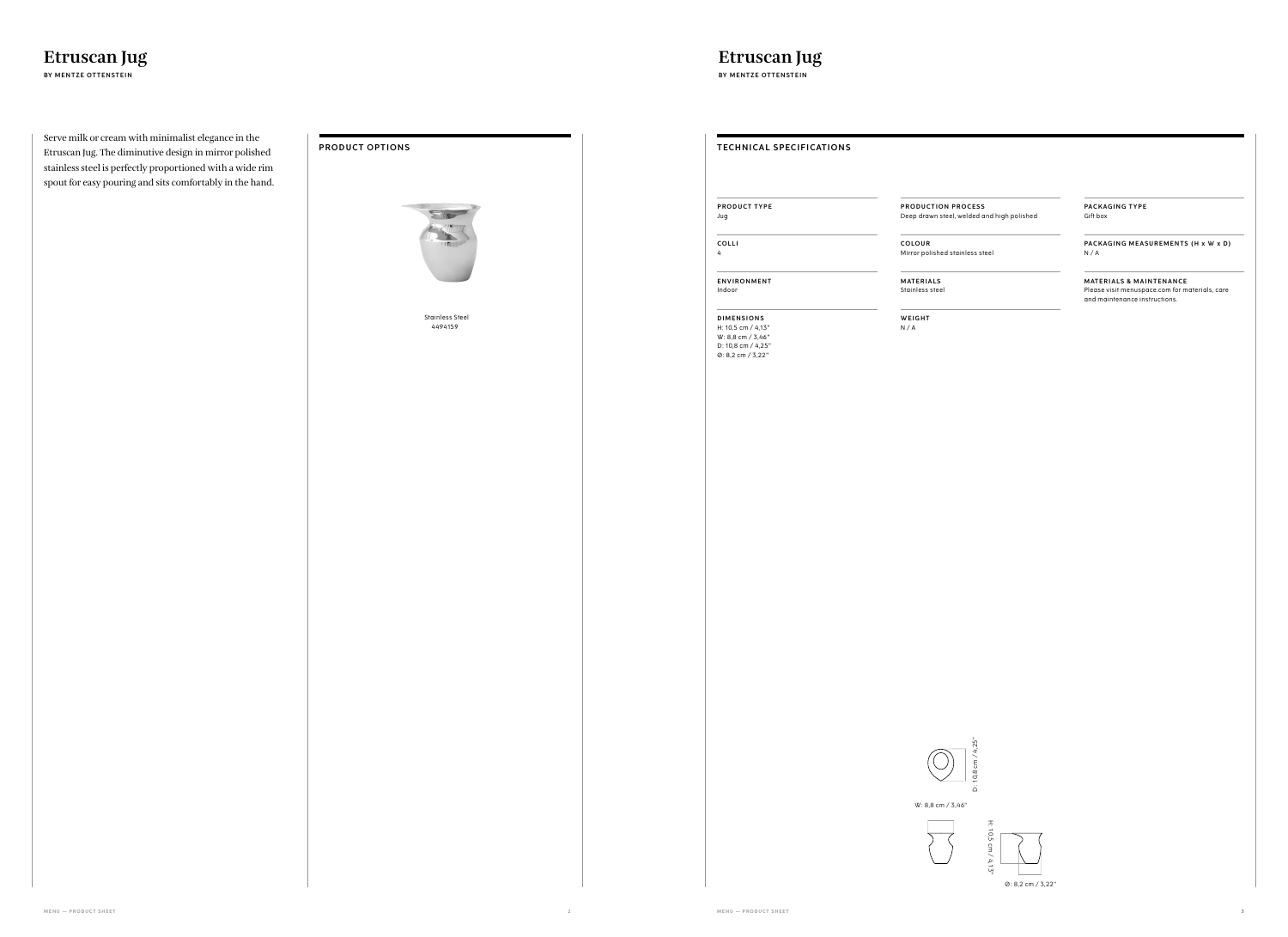# Etruscan Jug

BY MENTZE OTTENSTEIN

Serve milk or cream with minimalist elegance in the Etruscan Jug. The diminutive design in mirror polished stainless steel is perfectly proportioned with a wide rim spout for easy pouring and sits comfortably in the hand.

## PRODUCT OPTIONS

Stainless Steel
4494159

# Etruscan Jug

BY MENTZE OTTENSTEIN

## TECHNICAL SPECIFICATIONS

**PRODUCT TYPE**
Jug

**COLLI**
4

**ENVIRONMENT**
Indoor

**DIMENSIONS**
H: 10,5 cm / 4,13"
W: 8,8 cm / 3,46"
D: 10,8 cm / 4,25"
Ø: 8,2 cm / 3,22"

**PRODUCTION PROCESS**
Deep drawn steel, welded and high polished

**COLOUR**
Mirror polished stainless steel

**MATERIALS**
Stainless steel

**WEIGHT**
N / A

**PACKAGING TYPE**
Gift box

**PACKAGING MEASUREMENTS (H x W x D)**
N / A

**MATERIALS & MAINTENANCE**
Please visit menuspace.com for materials, care and maintenance instructions.

D: 10,8 cm / 4,25"
W: 8,8 cm / 3,46"
H: 10,5 cm / 4,13"
Ø: 8,2 cm / 3,22"